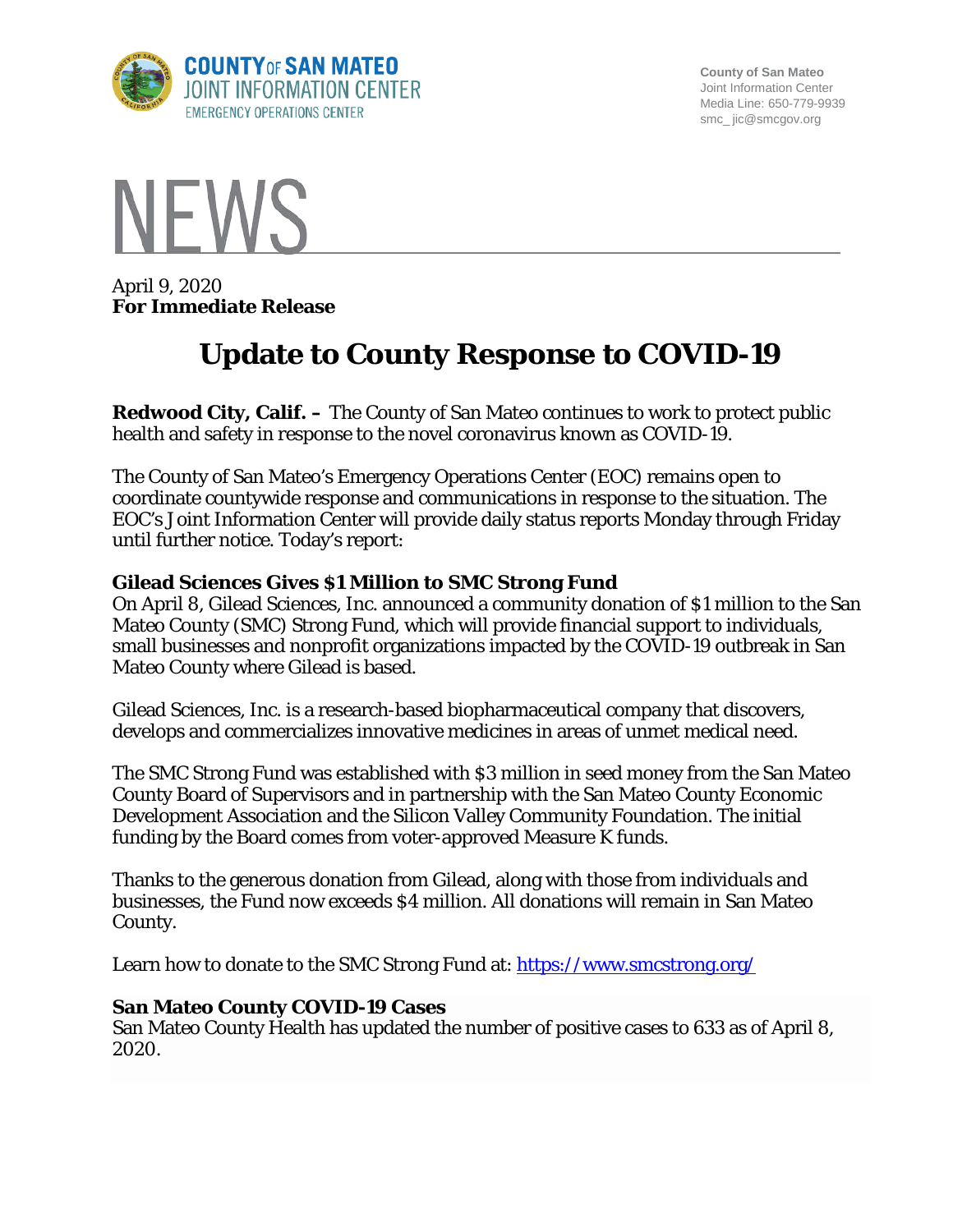COUNTY OF SAN MATEO
JOINT INFORMATION CENTER
EMERGENCY OPERATIONS CENTER

County of San Mateo
Joint Information Center
Media Line: 650-779-9939
smc_jic@smcgov.org

# NEWS

April 9, 2020
**For Immediate Release**

# Update to County Response to COVID-19

**Redwood City, Calif. –** The County of San Mateo continues to work to protect public health and safety in response to the novel coronavirus known as COVID-19.

The County of San Mateo's Emergency Operations Center (EOC) remains open to coordinate countywide response and communications in response to the situation. The EOC's Joint Information Center will provide daily status reports Monday through Friday until further notice. Today's report:

**Gilead Sciences Gives $1 Million to SMC Strong Fund**
On April 8, Gilead Sciences, Inc. announced a community donation of $1 million to the San Mateo County (SMC) Strong Fund, which will provide financial support to individuals, small businesses and nonprofit organizations impacted by the COVID-19 outbreak in San Mateo County where Gilead is based.

Gilead Sciences, Inc. is a research-based biopharmaceutical company that discovers, develops and commercializes innovative medicines in areas of unmet medical need.

The SMC Strong Fund was established with $3 million in seed money from the San Mateo County Board of Supervisors and in partnership with the San Mateo County Economic Development Association and the Silicon Valley Community Foundation. The initial funding by the Board comes from voter-approved Measure K funds.

Thanks to the generous donation from Gilead, along with those from individuals and businesses, the Fund now exceeds $4 million. All donations will remain in San Mateo County.

Learn how to donate to the SMC Strong Fund at: https://www.smcstrong.org/

**San Mateo County COVID-19 Cases**
San Mateo County Health has updated the number of positive cases to 633 as of April 8, 2020.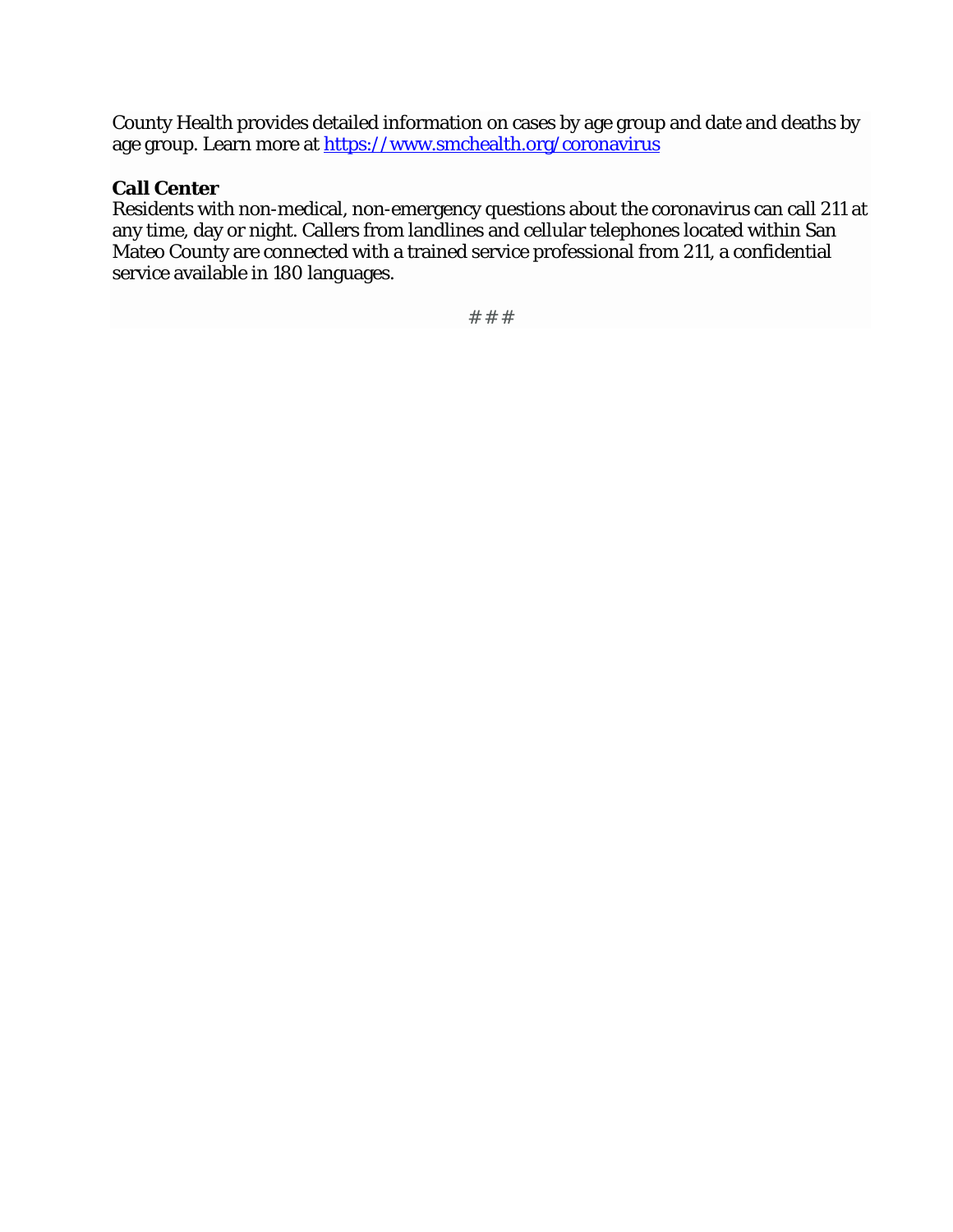County Health provides detailed information on cases by age group and date and deaths by age group. Learn more at [https://www.smchealth.org/coronavirus](https://www.smchealth.org/coronavirus)

**Call Center**

Residents with non-medical, non-emergency questions about the coronavirus can call 211 at any time, day or night. Callers from landlines and cellular telephones located within San Mateo County are connected with a trained service professional from 211, a confidential service available in 180 languages.

# # #